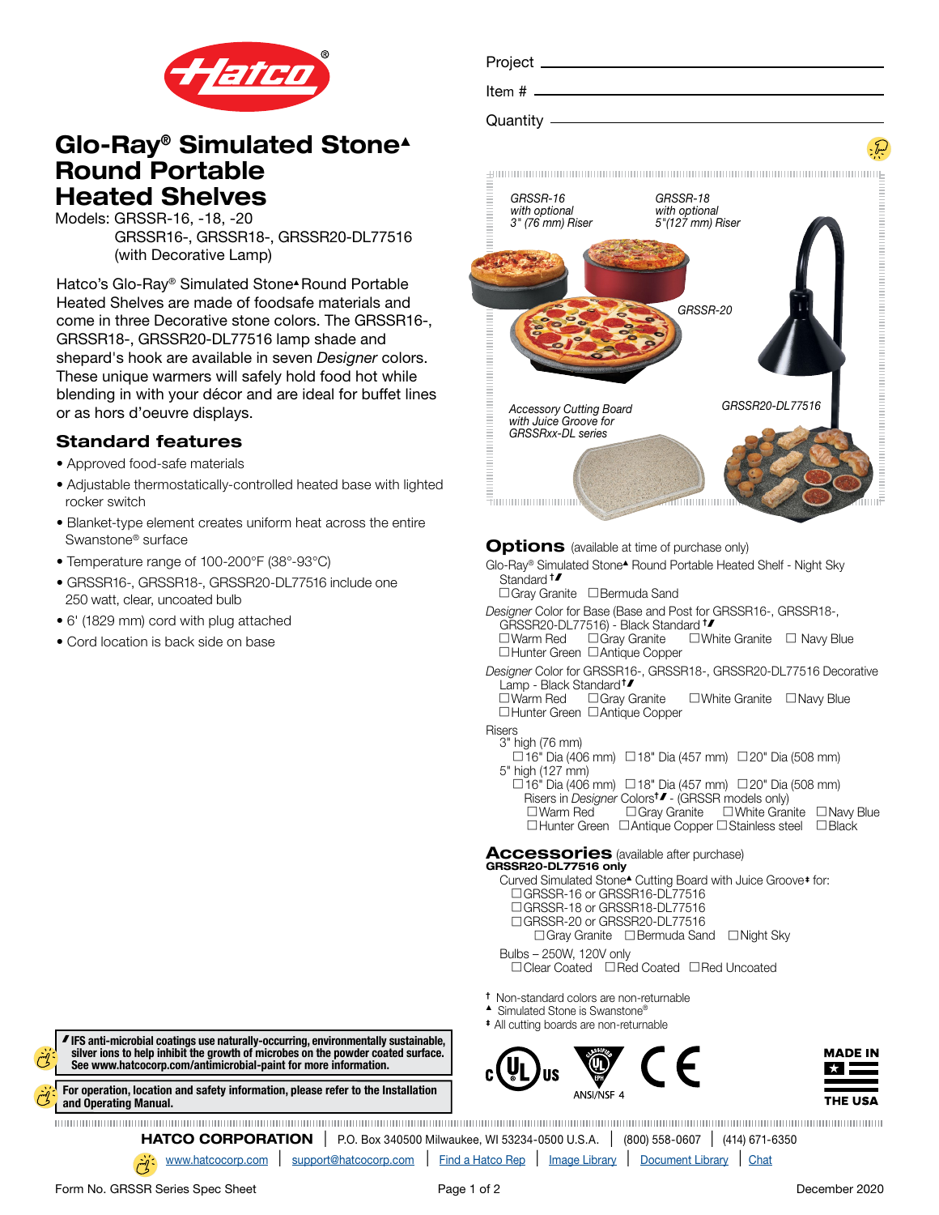# Glo-Ray® Simulated Stone▲ Round Portable Heated Shelves

Models: GRSSR-16, -18, -20
GRSSR16-, GRSSR18-, GRSSR20-DL77516 (with Decorative Lamp)

Project ______
Item # ______
Quantity ______

Hatco's Glo-Ray® Simulated Stone▲ Round Portable Heated Shelves are made of foodsafe materials and come in three Decorative stone colors. The GRSSR16-, GRSSR18-, GRSSR20-DL77516 lamp shade and shepard's hook are available in seven *Designer* colors. These unique warmers will safely hold food hot while blending in with your décor and are ideal for buffet lines or as hors d'oeuvre displays.

## Standard features

- Approved food-safe materials
- Adjustable thermostatically-controlled heated base with lighted rocker switch
- Blanket-type element creates uniform heat across the entire Swanstone® surface
- Temperature range of 100-200°F (38°-93°C)
- GRSSR16-, GRSSR18-, GRSSR20-DL77516 include one 250 watt, clear, uncoated bulb
- 6' (1829 mm) cord with plug attached
- Cord location is back side on base

*GRSSR-16 with optional 3" (76 mm) Riser*

*GRSSR-18 with optional 5"(127 mm) Riser*

*GRSSR-20*

*GRSSR20-DL77516*

*Accessory Cutting Board with Juice Groove for GRSSRxx-DL series*

## Options (available at time of purchase only)

Glo-Ray® Simulated Stone▲ Round Portable Heated Shelf - Night Sky Standard†◢
☐Gray Granite ☐Bermuda Sand

*Designer* Color for Base (Base and Post for GRSSR16-, GRSSR18-, GRSSR20-DL77516) - Black Standard†◢
☐Warm Red ☐Gray Granite ☐White Granite ☐ Navy Blue
☐Hunter Green ☐Antique Copper

*Designer* Color for GRSSR16-, GRSSR18-, GRSSR20-DL77516 Decorative Lamp - Black Standard†◢
☐Warm Red ☐Gray Granite ☐White Granite ☐Navy Blue
☐Hunter Green ☐Antique Copper

Risers
3" high (76 mm)
☐16" Dia (406 mm) ☐18" Dia (457 mm) ☐20" Dia (508 mm)
5" high (127 mm)
☐16" Dia (406 mm) ☐18" Dia (457 mm) ☐20" Dia (508 mm)
Risers in *Designer* Colors†◢ - (GRSSR models only)
☐Warm Red ☐Gray Granite ☐White Granite ☐Navy Blue
☐Hunter Green ☐Antique Copper ☐Stainless steel ☐Black

## Accessories (available after purchase)

**GRSSR20-DL77516 only**

Curved Simulated Stone▲ Cutting Board with Juice Groove‡ for:
☐GRSSR-16 or GRSSR16-DL77516
☐GRSSR-18 or GRSSR18-DL77516
☐GRSSR-20 or GRSSR20-DL77516
☐Gray Granite ☐Bermuda Sand ☐Night Sky

Bulbs – 250W, 120V only
☐Clear Coated ☐Red Coated ☐Red Uncoated

† Non-standard colors are non-returnable
▲ Simulated Stone is Swanstone®
‡ All cutting boards are non-returnable

**◢ IFS anti-microbial coatings use naturally-occurring, environmentally sustainable, silver ions to help inhibit the growth of microbes on the powder coated surface. See www.hatcocorp.com/antimicrobial-paint for more information.**

**For operation, location and safety information, please refer to the Installation and Operating Manual.**

ANSI/NSF 4

MADE IN THE USA

**HATCO CORPORATION** | P.O. Box 340500 Milwaukee, WI 53234-0500 U.S.A. | (800) 558-0607 | (414) 671-6350

www.hatcocorp.com | support@hatcocorp.com | Find a Hatco Rep | Image Library | Document Library | Chat

Form No. GRSSR Series Spec Sheet — December 2020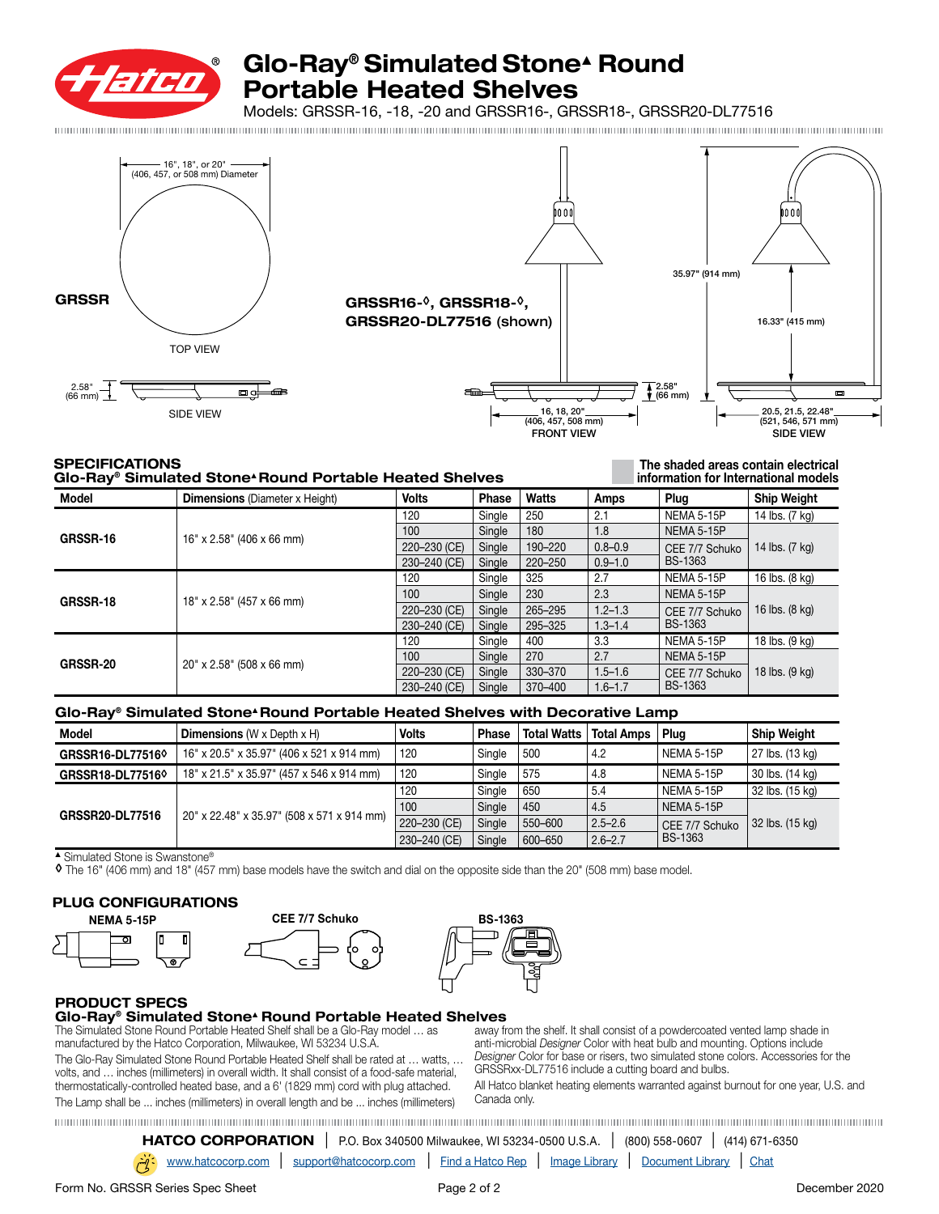# Glo-Ray® Simulated Stone▲ Round Portable Heated Shelves

Models: GRSSR-16, -18, -20 and GRSSR16-, GRSSR18-, GRSSR20-DL77516

GRSSR

16", 18", or 20" (406, 457, or 508 mm) Diameter

TOP VIEW

2.58" (66 mm)

SIDE VIEW

GRSSR16-◊, GRSSR18-◊, GRSSR20-DL77516 (shown)

16, 18, 20" (406, 457, 508 mm)

FRONT VIEW

35.97" (914 mm)

16.33" (415 mm)

2.58" (66 mm)

20.5, 21.5, 22.48" (521, 546, 571 mm)

SIDE VIEW

## SPECIFICATIONS

### Glo-Ray® Simulated Stone▲ Round Portable Heated Shelves

The shaded areas contain electrical information for International models

| Model | Dimensions (Diameter x Height) | Volts | Phase | Watts | Amps | Plug | Ship Weight |
|---|---|---|---|---|---|---|---|
| GRSSR-16 | 16" x 2.58" (406 x 66 mm) | 120 | Single | 250 | 2.1 | NEMA 5-15P | 14 lbs. (7 kg) |
| | | 100 | Single | 180 | 1.8 | NEMA 5-15P | 14 lbs. (7 kg) |
| | | 220–230 (CE) | Single | 190–220 | 0.8–0.9 | CEE 7/7 Schuko BS-1363 | |
| | | 230–240 (CE) | Single | 220–250 | 0.9–1.0 | | |
| GRSSR-18 | 18" x 2.58" (457 x 66 mm) | 120 | Single | 325 | 2.7 | NEMA 5-15P | 16 lbs. (8 kg) |
| | | 100 | Single | 230 | 2.3 | NEMA 5-15P | 16 lbs. (8 kg) |
| | | 220–230 (CE) | Single | 265–295 | 1.2–1.3 | CEE 7/7 Schuko BS-1363 | |
| | | 230–240 (CE) | Single | 295–325 | 1.3–1.4 | | |
| GRSSR-20 | 20" x 2.58" (508 x 66 mm) | 120 | Single | 400 | 3.3 | NEMA 5-15P | 18 lbs. (9 kg) |
| | | 100 | Single | 270 | 2.7 | NEMA 5-15P | 18 lbs. (9 kg) |
| | | 220–230 (CE) | Single | 330–370 | 1.5–1.6 | CEE 7/7 Schuko BS-1363 | |
| | | 230–240 (CE) | Single | 370–400 | 1.6–1.7 | | |

### Glo-Ray® Simulated Stone▲ Round Portable Heated Shelves with Decorative Lamp

| Model | Dimensions (W x Depth x H) | Volts | Phase | Total Watts | Total Amps | Plug | Ship Weight |
|---|---|---|---|---|---|---|---|
| GRSSR16-DL77516◊ | 16" x 20.5" x 35.97" (406 x 521 x 914 mm) | 120 | Single | 500 | 4.2 | NEMA 5-15P | 27 lbs. (13 kg) |
| GRSSR18-DL77516◊ | 18" x 21.5" x 35.97" (457 x 546 x 914 mm) | 120 | Single | 575 | 4.8 | NEMA 5-15P | 30 lbs. (14 kg) |
| GRSSR20-DL77516 | 20" x 22.48" x 35.97" (508 x 571 x 914 mm) | 120 | Single | 650 | 5.4 | NEMA 5-15P | 32 lbs. (15 kg) |
| | | 100 | Single | 450 | 4.5 | NEMA 5-15P | 32 lbs. (15 kg) |
| | | 220–230 (CE) | Single | 550–600 | 2.5–2.6 | CEE 7/7 Schuko BS-1363 | |
| | | 230–240 (CE) | Single | 600–650 | 2.6–2.7 | | |

▲ Simulated Stone is Swanstone®

◊ The 16" (406 mm) and 18" (457 mm) base models have the switch and dial on the opposite side than the 20" (508 mm) base model.

## PLUG CONFIGURATIONS

NEMA 5-15P

CEE 7/7 Schuko

BS-1363

## PRODUCT SPECS

### Glo-Ray® Simulated Stone▲ Round Portable Heated Shelves

The Simulated Stone Round Portable Heated Shelf shall be a Glo-Ray model … as manufactured by the Hatco Corporation, Milwaukee, WI 53234 U.S.A.

The Glo-Ray Simulated Stone Round Portable Heated Shelf shall be rated at … watts, … volts, and … inches (millimeters) in overall width. It shall consist of a food-safe material, thermostatically-controlled heated base, and a 6' (1829 mm) cord with plug attached.

The Lamp shall be … inches (millimeters) in overall length and be … inches (millimeters) away from the shelf. It shall consist of a powdercoated vented lamp shade in anti-microbial *Designer* Color with heat bulb and mounting. Options include *Designer* Color for base or risers, two simulated stone colors. Accessories for the GRSSRxx-DL77516 include a cutting board and bulbs.

All Hatco blanket heating elements warranted against burnout for one year, U.S. and Canada only.

**HATCO CORPORATION** | P.O. Box 340500 Milwaukee, WI 53234-0500 U.S.A. | (800) 558-0607 | (414) 671-6350

www.hatcocorp.com | support@hatcocorp.com | Find a Hatco Rep | Image Library | Document Library | Chat

Form No. GRSSR Series Spec Sheet — December 2020